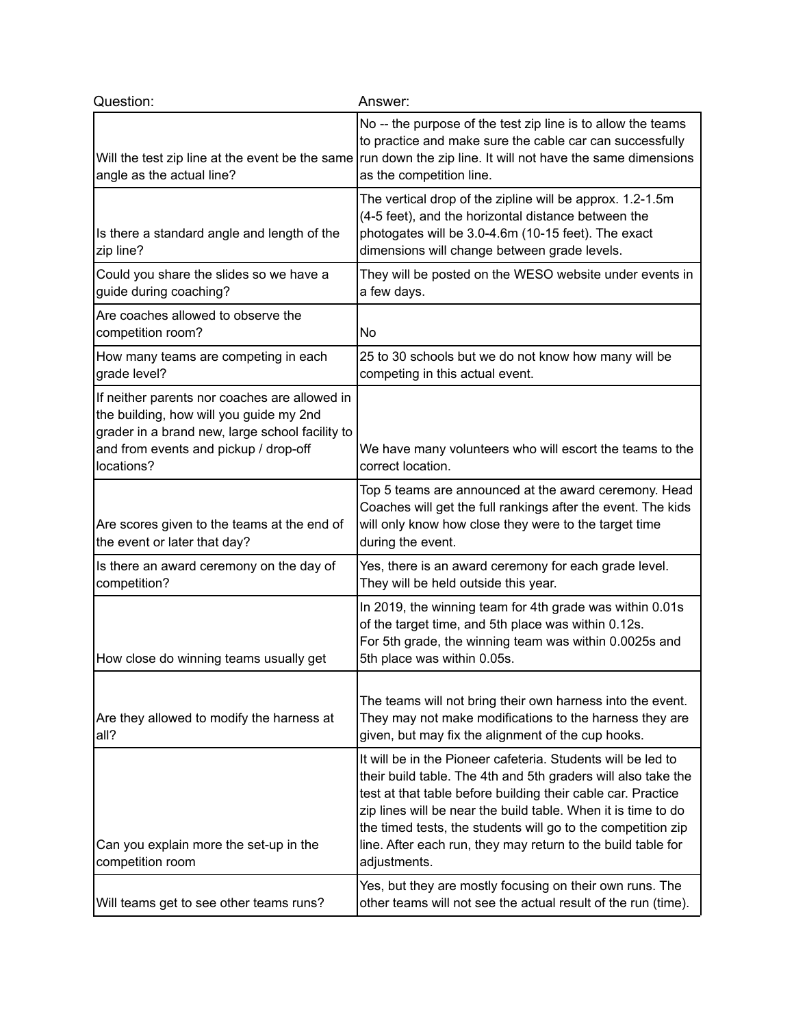| Question: | Answer: |
| --- | --- |
| Will the test zip line at the event be the same angle as the actual line? | No -- the purpose of the test zip line is to allow the teams to practice and make sure the cable car can successfully run down the zip line. It will not have the same dimensions as the competition line. |
| Is there a standard angle and length of the zip line? | The vertical drop of the zipline will be approx. 1.2-1.5m (4-5 feet), and the horizontal distance between the photogates will be 3.0-4.6m (10-15 feet). The exact dimensions will change between grade levels. |
| Could you share the slides so we have a guide during coaching? | They will be posted on the WESO website under events in a few days. |
| Are coaches allowed to observe the competition room? | No |
| How many teams are competing in each grade level? | 25 to 30 schools but we do not know how many will be competing in this actual event. |
| If neither parents nor coaches are allowed in the building, how will you guide my 2nd grader in a brand new, large school facility to and from events and pickup / drop-off locations? | We have many volunteers who will escort the teams to the correct location. |
| Are scores given to the teams at the end of the event or later that day? | Top 5 teams are announced at the award ceremony. Head Coaches will get the full rankings after the event. The kids will only know how close they were to the target time during the event. |
| Is there an award ceremony on the day of competition? | Yes, there is an award ceremony for each grade level. They will be held outside this year. |
| How close do winning teams usually get | In 2019, the winning team for 4th grade was within 0.01s of the target time, and 5th place was within 0.12s.<br>For 5th grade, the winning team was within 0.0025s and 5th place was within 0.05s. |
| Are they allowed to modify the harness at all? | The teams will not bring their own harness into the event. They may not make modifications to the harness they are given, but may fix the alignment of the cup hooks. |
| Can you explain more the set-up in the competition room | It will be in the Pioneer cafeteria. Students will be led to their build table. The 4th and 5th graders will also take the test at that table before building their cable car. Practice zip lines will be near the build table. When it is time to do the timed tests, the students will go to the competition zip line. After each run, they may return to the build table for adjustments. |
| Will teams get to see other teams runs? | Yes, but they are mostly focusing on their own runs. The other teams will not see the actual result of the run (time). |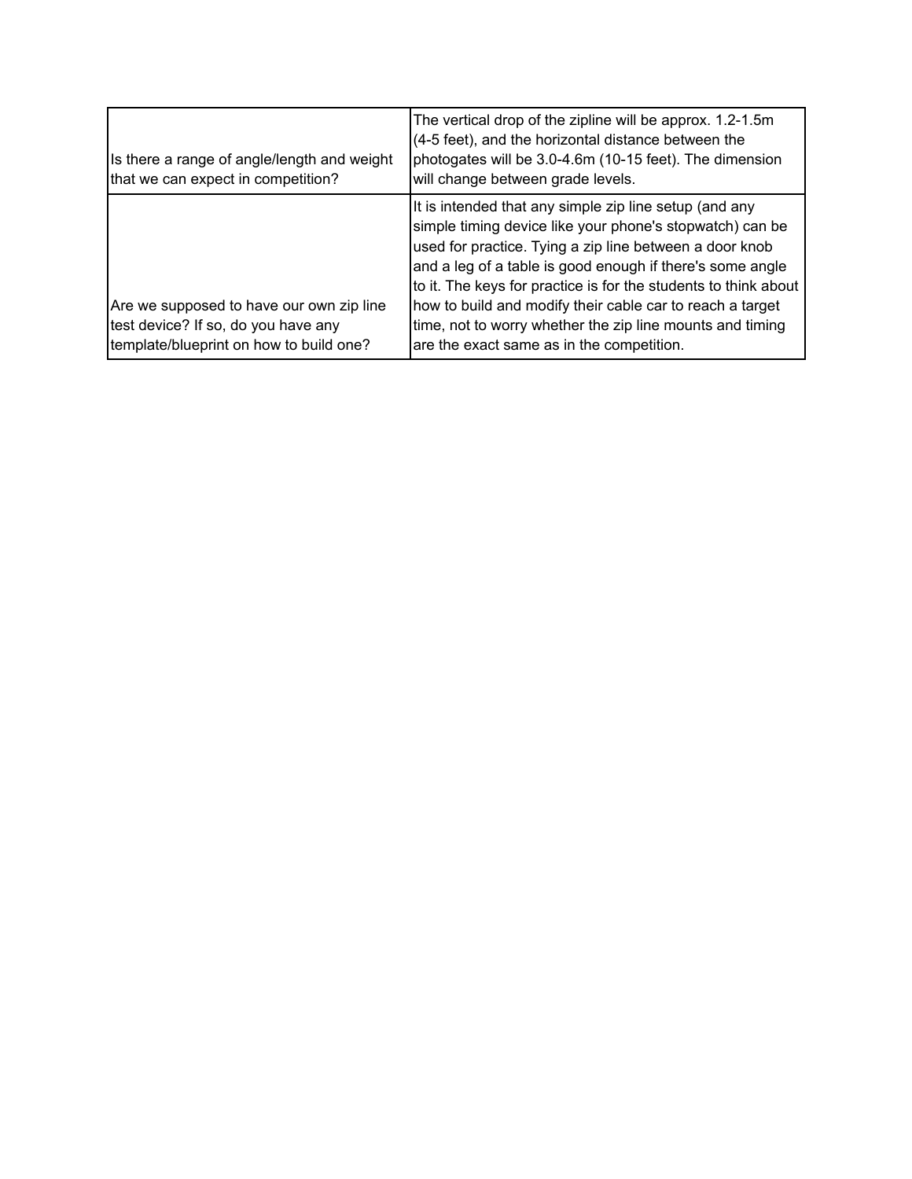| | |
|---|---|
| Is there a range of angle/length and weight that we can expect in competition? | The vertical drop of the zipline will be approx. 1.2-1.5m (4-5 feet), and the horizontal distance between the photogates will be 3.0-4.6m (10-15 feet). The dimension will change between grade levels. |
| Are we supposed to have our own zip line test device? If so, do you have any template/blueprint on how to build one? | It is intended that any simple zip line setup (and any simple timing device like your phone's stopwatch) can be used for practice. Tying a zip line between a door knob and a leg of a table is good enough if there's some angle to it. The keys for practice is for the students to think about how to build and modify their cable car to reach a target time, not to worry whether the zip line mounts and timing are the exact same as in the competition. |